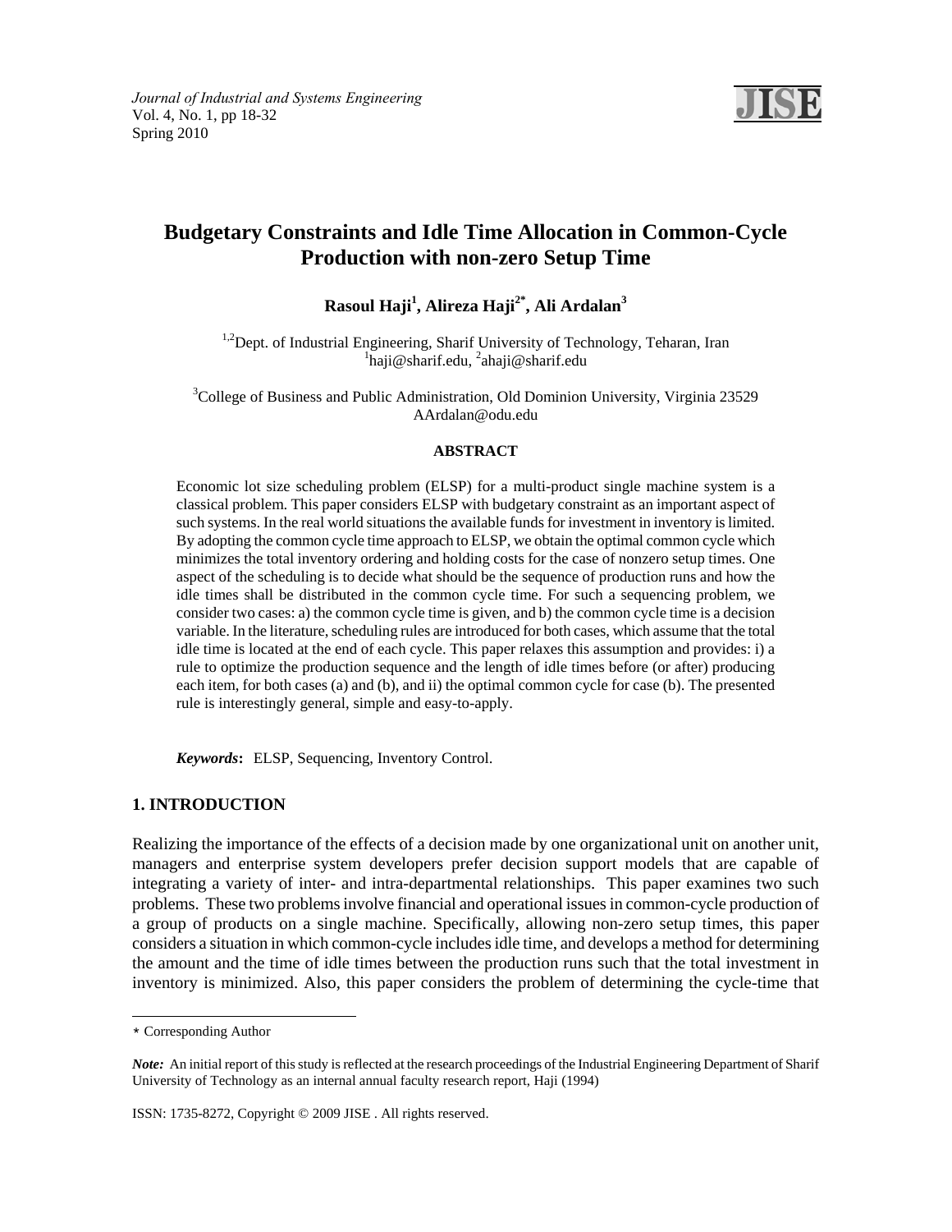# Budgetary Constraints and Idle Time Allocation in Common-Cycle Production with non-zero Setup Time

**Rasoul Haji[1], Alireza Haji[2*], Ali Ardalan[3]**

[1,2]Dept. of Industrial Engineering, Sharif University of Technology, Teharan, Iran
[1]haji@sharif.edu, [2]ahaji@sharif.edu

[3]College of Business and Public Administration, Old Dominion University, Virginia 23529
AArdalan@odu.edu

**ABSTRACT**

Economic lot size scheduling problem (ELSP) for a multi-product single machine system is a classical problem. This paper considers ELSP with budgetary constraint as an important aspect of such systems. In the real world situations the available funds for investment in inventory is limited. By adopting the common cycle time approach to ELSP, we obtain the optimal common cycle which minimizes the total inventory ordering and holding costs for the case of nonzero setup times. One aspect of the scheduling is to decide what should be the sequence of production runs and how the idle times shall be distributed in the common cycle time. For such a sequencing problem, we consider two cases: a) the common cycle time is given, and b) the common cycle time is a decision variable. In the literature, scheduling rules are introduced for both cases, which assume that the total idle time is located at the end of each cycle. This paper relaxes this assumption and provides: i) a rule to optimize the production sequence and the length of idle times before (or after) producing each item, for both cases (a) and (b), and ii) the optimal common cycle for case (b). The presented rule is interestingly general, simple and easy-to-apply.

***Keywords*:** ELSP, Sequencing, Inventory Control.

## 1. INTRODUCTION

Realizing the importance of the effects of a decision made by one organizational unit on another unit, managers and enterprise system developers prefer decision support models that are capable of integrating a variety of inter- and intra-departmental relationships. This paper examines two such problems. These two problems involve financial and operational issues in common-cycle production of a group of products on a single machine. Specifically, allowing non-zero setup times, this paper considers a situation in which common-cycle includes idle time, and develops a method for determining the amount and the time of idle times between the production runs such that the total investment in inventory is minimized. Also, this paper considers the problem of determining the cycle-time that

---

\* Corresponding Author

*Note:* An initial report of this study is reflected at the research proceedings of the Industrial Engineering Department of Sharif University of Technology as an internal annual faculty research report, Haji (1994)

ISSN: 1735-8272, Copyright © 2009 JISE . All rights reserved.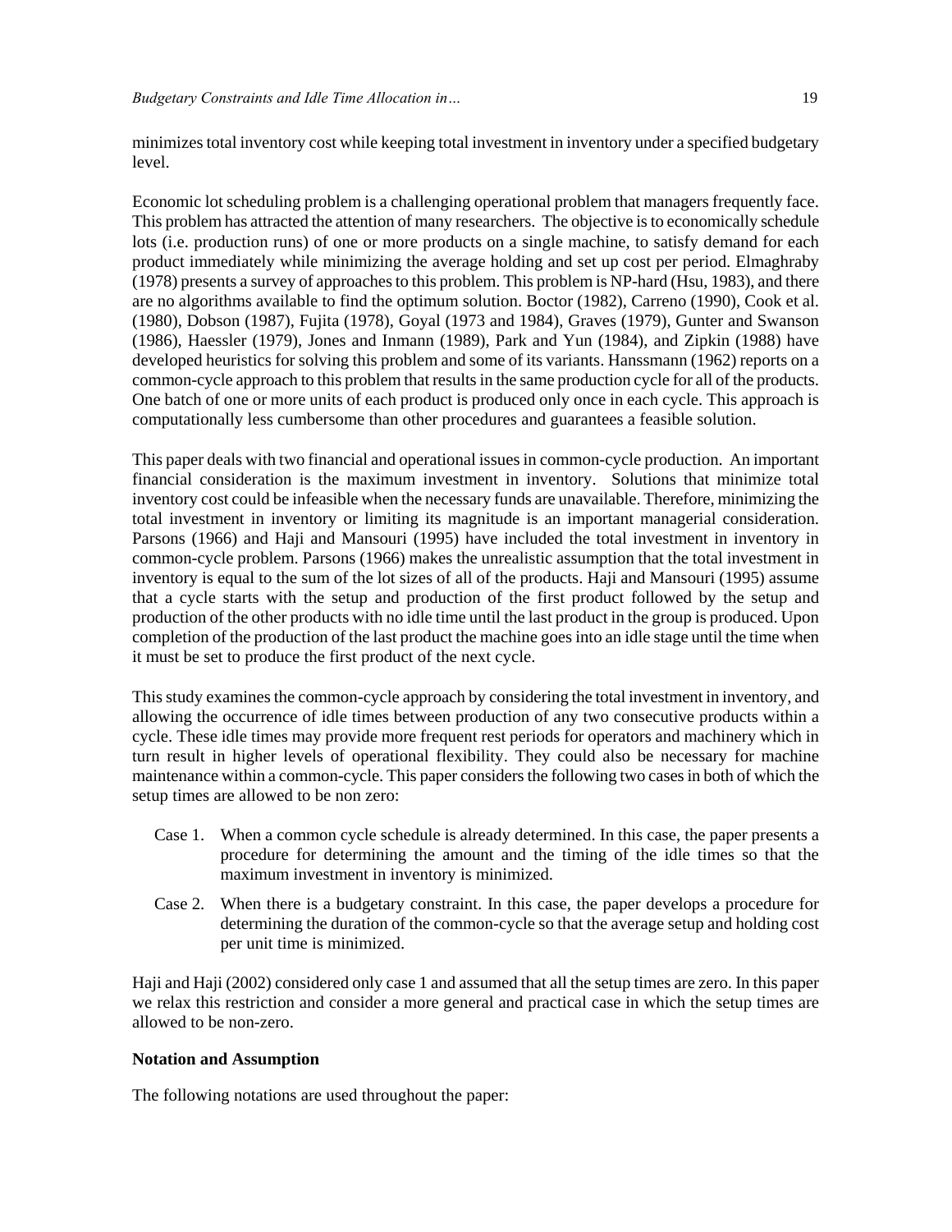minimizes total inventory cost while keeping total investment in inventory under a specified budgetary level.

Economic lot scheduling problem is a challenging operational problem that managers frequently face. This problem has attracted the attention of many researchers. The objective is to economically schedule lots (i.e. production runs) of one or more products on a single machine, to satisfy demand for each product immediately while minimizing the average holding and set up cost per period. Elmaghraby (1978) presents a survey of approaches to this problem. This problem is NP-hard (Hsu, 1983), and there are no algorithms available to find the optimum solution. Boctor (1982), Carreno (1990), Cook et al. (1980), Dobson (1987), Fujita (1978), Goyal (1973 and 1984), Graves (1979), Gunter and Swanson (1986), Haessler (1979), Jones and Inmann (1989), Park and Yun (1984), and Zipkin (1988) have developed heuristics for solving this problem and some of its variants. Hanssmann (1962) reports on a common-cycle approach to this problem that results in the same production cycle for all of the products. One batch of one or more units of each product is produced only once in each cycle. This approach is computationally less cumbersome than other procedures and guarantees a feasible solution.

This paper deals with two financial and operational issues in common-cycle production. An important financial consideration is the maximum investment in inventory. Solutions that minimize total inventory cost could be infeasible when the necessary funds are unavailable. Therefore, minimizing the total investment in inventory or limiting its magnitude is an important managerial consideration. Parsons (1966) and Haji and Mansouri (1995) have included the total investment in inventory in common-cycle problem. Parsons (1966) makes the unrealistic assumption that the total investment in inventory is equal to the sum of the lot sizes of all of the products. Haji and Mansouri (1995) assume that a cycle starts with the setup and production of the first product followed by the setup and production of the other products with no idle time until the last product in the group is produced. Upon completion of the production of the last product the machine goes into an idle stage until the time when it must be set to produce the first product of the next cycle.

This study examines the common-cycle approach by considering the total investment in inventory, and allowing the occurrence of idle times between production of any two consecutive products within a cycle. These idle times may provide more frequent rest periods for operators and machinery which in turn result in higher levels of operational flexibility. They could also be necessary for machine maintenance within a common-cycle. This paper considers the following two cases in both of which the setup times are allowed to be non zero:

- Case 1. When a common cycle schedule is already determined. In this case, the paper presents a procedure for determining the amount and the timing of the idle times so that the maximum investment in inventory is minimized.
- Case 2. When there is a budgetary constraint. In this case, the paper develops a procedure for determining the duration of the common-cycle so that the average setup and holding cost per unit time is minimized.

Haji and Haji (2002) considered only case 1 and assumed that all the setup times are zero. In this paper we relax this restriction and consider a more general and practical case in which the setup times are allowed to be non-zero.

**Notation and Assumption**

The following notations are used throughout the paper: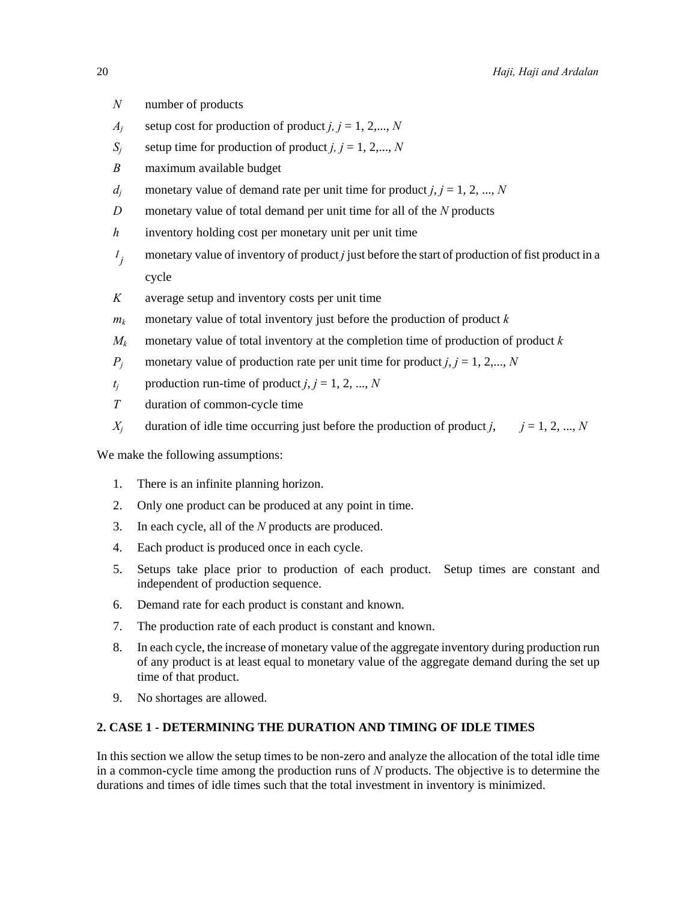$N$ number of products

$A_j$ setup cost for production of product $j$, $j = 1, 2,..., N$

$S_j$ setup time for production of product $j$, $j = 1, 2,..., N$

$B$ maximum available budget

$d_j$ monetary value of demand rate per unit time for product $j$, $j = 1, 2, ..., N$

$D$ monetary value of total demand per unit time for all of the $N$ products

$h$ inventory holding cost per monetary unit per unit time

$I_j$ monetary value of inventory of product $j$ just before the start of production of fist product in a cycle

$K$ average setup and inventory costs per unit time

$m_k$ monetary value of total inventory just before the production of product $k$

$M_k$ monetary value of total inventory at the completion time of production of product $k$

$P_j$ monetary value of production rate per unit time for product $j$, $j = 1, 2,..., N$

$t_j$ production run-time of product $j$, $j = 1, 2, ..., N$

$T$ duration of common-cycle time

$X_j$ duration of idle time occurring just before the production of product $j$, $j = 1, 2, ..., N$

We make the following assumptions:

1. There is an infinite planning horizon.
2. Only one product can be produced at any point in time.
3. In each cycle, all of the $N$ products are produced.
4. Each product is produced once in each cycle.
5. Setups take place prior to production of each product. Setup times are constant and independent of production sequence.
6. Demand rate for each product is constant and known.
7. The production rate of each product is constant and known.
8. In each cycle, the increase of monetary value of the aggregate inventory during production run of any product is at least equal to monetary value of the aggregate demand during the set up time of that product.
9. No shortages are allowed.

## 2. CASE 1 - DETERMINING THE DURATION AND TIMING OF IDLE TIMES

In this section we allow the setup times to be non-zero and analyze the allocation of the total idle time in a common-cycle time among the production runs of $N$ products. The objective is to determine the durations and times of idle times such that the total investment in inventory is minimized.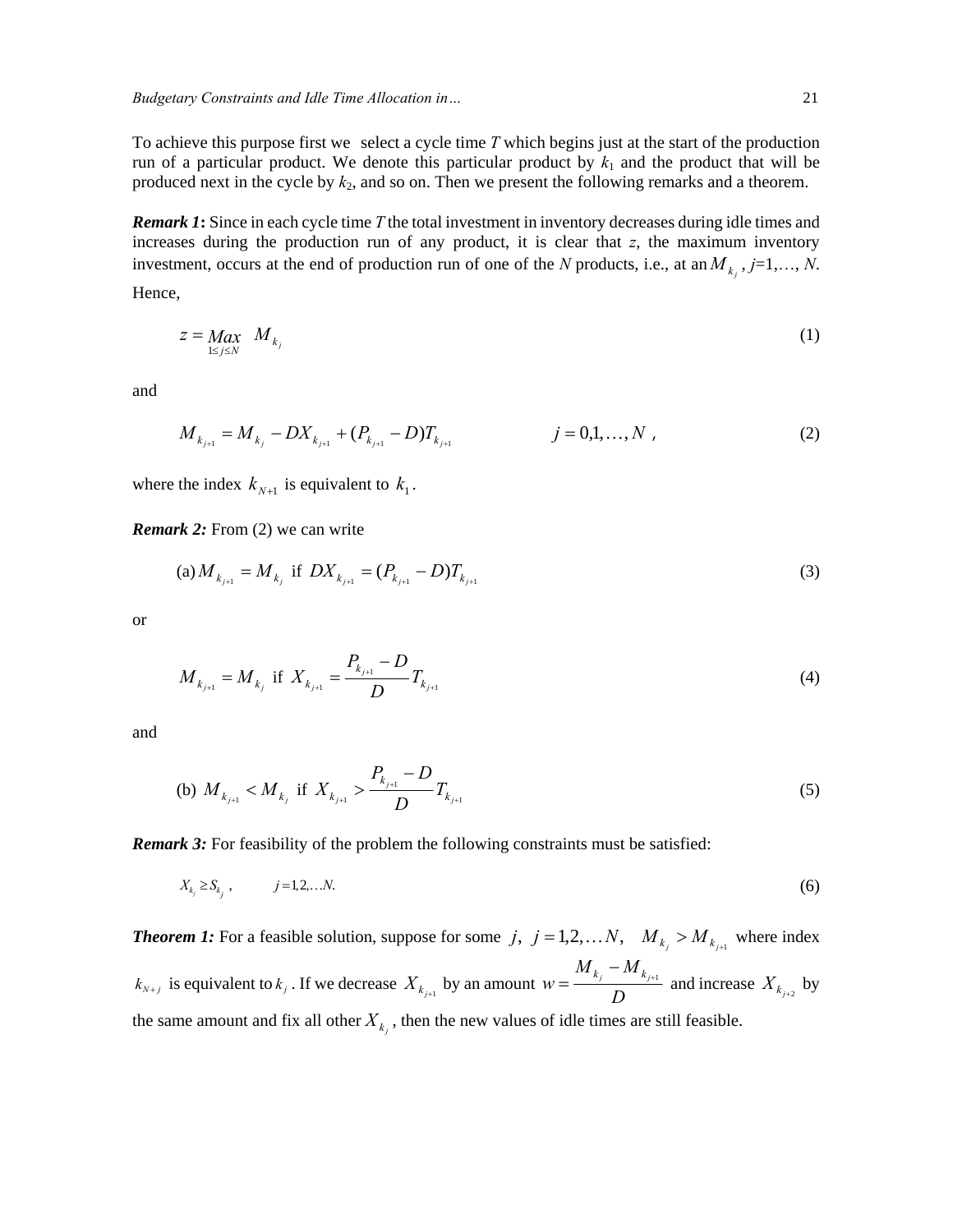To achieve this purpose first we select a cycle time $T$ which begins just at the start of the production run of a particular product. We denote this particular product by $k_1$ and the product that will be produced next in the cycle by $k_2$, and so on. Then we present the following remarks and a theorem.

***Remark 1*:** Since in each cycle time $T$ the total investment in inventory decreases during idle times and increases during the production run of any product, it is clear that $z$, the maximum inventory investment, occurs at the end of production run of one of the $N$ products, i.e., at an $M_{k_j}$, $j$=1,…, $N$. Hence,

$$z = \underset{1 \le j \le N}{Max} \quad M_{k_j} \tag{1}$$

and

$$M_{k_{j+1}} = M_{k_j} - DX_{k_{j+1}} + (P_{k_{j+1}} - D)T_{k_{j+1}} \qquad\qquad j = 0,1,\ldots,N \;, \tag{2}$$

where the index $k_{N+1}$ is equivalent to $k_1$.

***Remark 2:*** From (2) we can write

$$\text{(a)}\, M_{k_{j+1}} = M_{k_j} \;\text{ if }\; DX_{k_{j+1}} = (P_{k_{j+1}} - D)T_{k_{j+1}} \tag{3}$$

or

$$M_{k_{j+1}} = M_{k_j} \;\text{ if }\; X_{k_{j+1}} = \frac{P_{k_{j+1}} - D}{D} T_{k_{j+1}} \tag{4}$$

and

$$\text{(b)}\; M_{k_{j+1}} < M_{k_j} \;\text{ if }\; X_{k_{j+1}} > \frac{P_{k_{j+1}} - D}{D} T_{k_{j+1}} \tag{5}$$

***Remark 3:*** For feasibility of the problem the following constraints must be satisfied:

$$X_{k_j} \ge S_{k_j}\,, \qquad j = 1,2,\ldots N. \tag{6}$$

***Theorem 1:*** For a feasible solution, suppose for some $j,\; j = 1,2,\ldots N,\quad M_{k_j} > M_{k_{j+1}}$ where index $k_{N+j}$ is equivalent to $k_j$. If we decrease $X_{k_{j+1}}$ by an amount $w = \dfrac{M_{k_j} - M_{k_{j+1}}}{D}$ and increase $X_{k_{j+2}}$ by the same amount and fix all other $X_{k_j}$, then the new values of idle times are still feasible.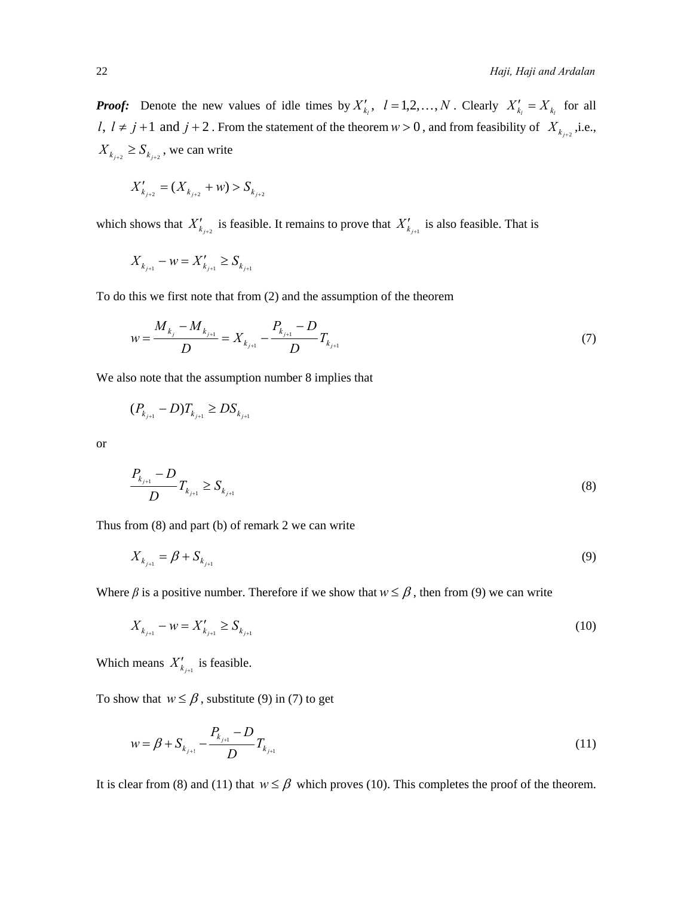***Proof:*** Denote the new values of idle times by $X'_{k_l}$, $l = 1,2,\ldots,N$. Clearly $X'_{k_l} = X_{k_l}$ for all $l$, $l \neq j+1$ and $j+2$. From the statement of the theorem $w > 0$, and from feasibility of $X_{k_{j+2}}$, i.e., $X_{k_{j+2}} \geq S_{k_{j+2}}$, we can write

$$X'_{k_{j+2}} = (X_{k_{j+2}} + w) > S_{k_{j+2}}$$

which shows that $X'_{k_{j+2}}$ is feasible. It remains to prove that $X'_{k_{j+1}}$ is also feasible. That is

$$X_{k_{j+1}} - w = X'_{k_{j+1}} \geq S_{k_{j+1}}$$

To do this we first note that from (2) and the assumption of the theorem

$$w = \frac{M_{k_j} - M_{k_{j+1}}}{D} = X_{k_{j+1}} - \frac{P_{k_{j+1}} - D}{D} T_{k_{j+1}} \tag{7}$$

We also note that the assumption number 8 implies that

$$(P_{k_{j+1}} - D) T_{k_{j+1}} \geq D S_{k_{j+1}}$$

or

$$\frac{P_{k_{j+1}} - D}{D} T_{k_{j+1}} \geq S_{k_{j+1}} \tag{8}$$

Thus from (8) and part (b) of remark 2 we can write

$$X_{k_{j+1}} = \beta + S_{k_{j+1}} \tag{9}$$

Where $\beta$ is a positive number. Therefore if we show that $w \leq \beta$, then from (9) we can write

$$X_{k_{j+1}} - w = X'_{k_{j+1}} \geq S_{k_{j+1}} \tag{10}$$

Which means $X'_{k_{j+1}}$ is feasible.

To show that $w \leq \beta$, substitute (9) in (7) to get

$$w = \beta + S_{k_{j+1}} - \frac{P_{k_{j+1}} - D}{D} T_{k_{j+1}} \tag{11}$$

It is clear from (8) and (11) that $w \leq \beta$ which proves (10). This completes the proof of the theorem.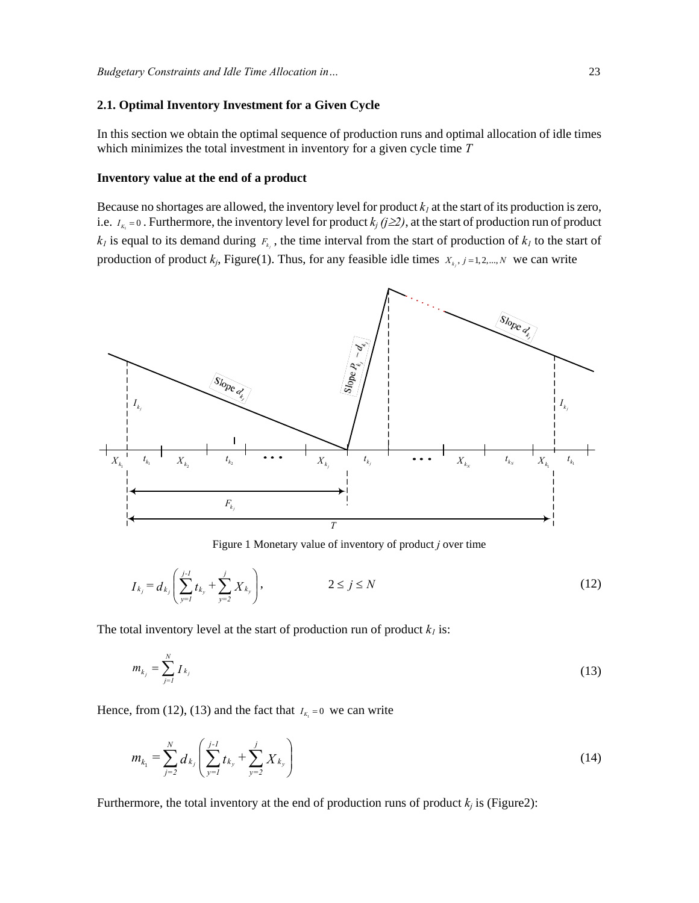## 2.1. Optimal Inventory Investment for a Given Cycle

In this section we obtain the optimal sequence of production runs and optimal allocation of idle times which minimizes the total investment in inventory for a given cycle time $T$

### Inventory value at the end of a product

Because no shortages are allowed, the inventory level for product $k_1$ at the start of its production is zero, i.e. $I_{K_1} = 0$. Furthermore, the inventory level for product $k_j$ $(j \geq 2)$, at the start of production run of product $k_1$ is equal to its demand during $F_{k_j}$, the time interval from the start of production of $k_1$ to the start of production of product $k_j$, Figure(1). Thus, for any feasible idle times $X_{k_j}, j = 1, 2, ..., N$ we can write

Figure 1 Monetary value of inventory of product *j* over time

$$I_{k_j} = d_{k_j} \left( \sum_{y=1}^{j-1} t_{k_y} + \sum_{y=2}^{j} X_{k_y} \right), \qquad 2 \leq j \leq N \tag{12}$$

The total inventory level at the start of production run of product $k_1$ is:

$$m_{k_j} = \sum_{j=1}^{N} I_{k_j} \tag{13}$$

Hence, from (12), (13) and the fact that $I_{K_1} = 0$ we can write

$$m_{k_1} = \sum_{j=2}^{N} d_{k_j} \left( \sum_{y=1}^{j-1} t_{k_y} + \sum_{y=2}^{j} X_{k_y} \right) \tag{14}$$

Furthermore, the total inventory at the end of production runs of product $k_j$ is (Figure2):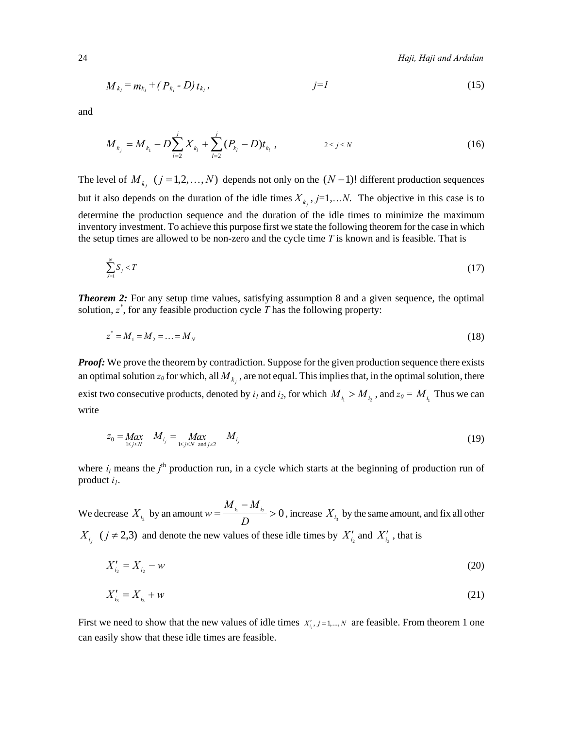$$M_{k_1} = m_{k_1} + (P_{k_1} - D)\, t_{k_1}, \qquad j=1 \tag{15}$$

and

$$M_{k_j} = M_{k_1} - D\sum_{l=2}^{j} X_{k_l} + \sum_{l=2}^{j} (P_{k_l} - D)t_{k_l}\ , \qquad 2 \le j \le N \tag{16}$$

The level of $M_{k_j}$ $(j = 1,2,\ldots,N)$ depends not only on the $(N-1)!$ different production sequences but it also depends on the duration of the idle times $X_{k_j}$, $j$=1,…$N$. The objective in this case is to determine the production sequence and the duration of the idle times to minimize the maximum inventory investment. To achieve this purpose first we state the following theorem for the case in which the setup times are allowed to be non-zero and the cycle time $T$ is known and is feasible. That is

$$\sum_{J=1}^{N} S_j < T \tag{17}$$

***Theorem 2:*** For any setup time values, satisfying assumption 8 and a given sequence, the optimal solution, $z^*$, for any feasible production cycle $T$ has the following property:

$$z^* = M_1 = M_2 = \ldots = M_N \tag{18}$$

***Proof:*** We prove the theorem by contradiction. Suppose for the given production sequence there exists an optimal solution $z_0$ for which, all $M_{k_j}$, are not equal. This implies that, in the optimal solution, there exist two consecutive products, denoted by $i_1$ and $i_2$, for which $M_{i_1} > M_{i_2}$, and $z_0 = M_{i_1}$ Thus we can write

$$z_0 = \underset{1\le j\le N}{Max} \quad M_{i_j} = \underset{1\le j\le N \text{ and } j\ne 2}{Max} \quad M_{i_j} \tag{19}$$

where $i_j$ means the $j^{\text{th}}$ production run, in a cycle which starts at the beginning of production run of product $i_1$.

We decrease $X_{i_2}$ by an amount $w = \dfrac{M_{i_1} - M_{i_2}}{D} > 0$, increase $X_{i_3}$ by the same amount, and fix all other $X_{i_j}$ $(j \ne 2,3)$ and denote the new values of these idle times by $X'_{i_2}$ and $X'_{i_3}$, that is

$$X'_{i_2} = X_{i_2} - w \tag{20}$$

$$X'_{i_3} = X_{i_3} + w \tag{21}$$

First we need to show that the new values of idle times $X'_{i_j},\ j = 1,\ldots,N$ are feasible. From theorem 1 one can easily show that these idle times are feasible.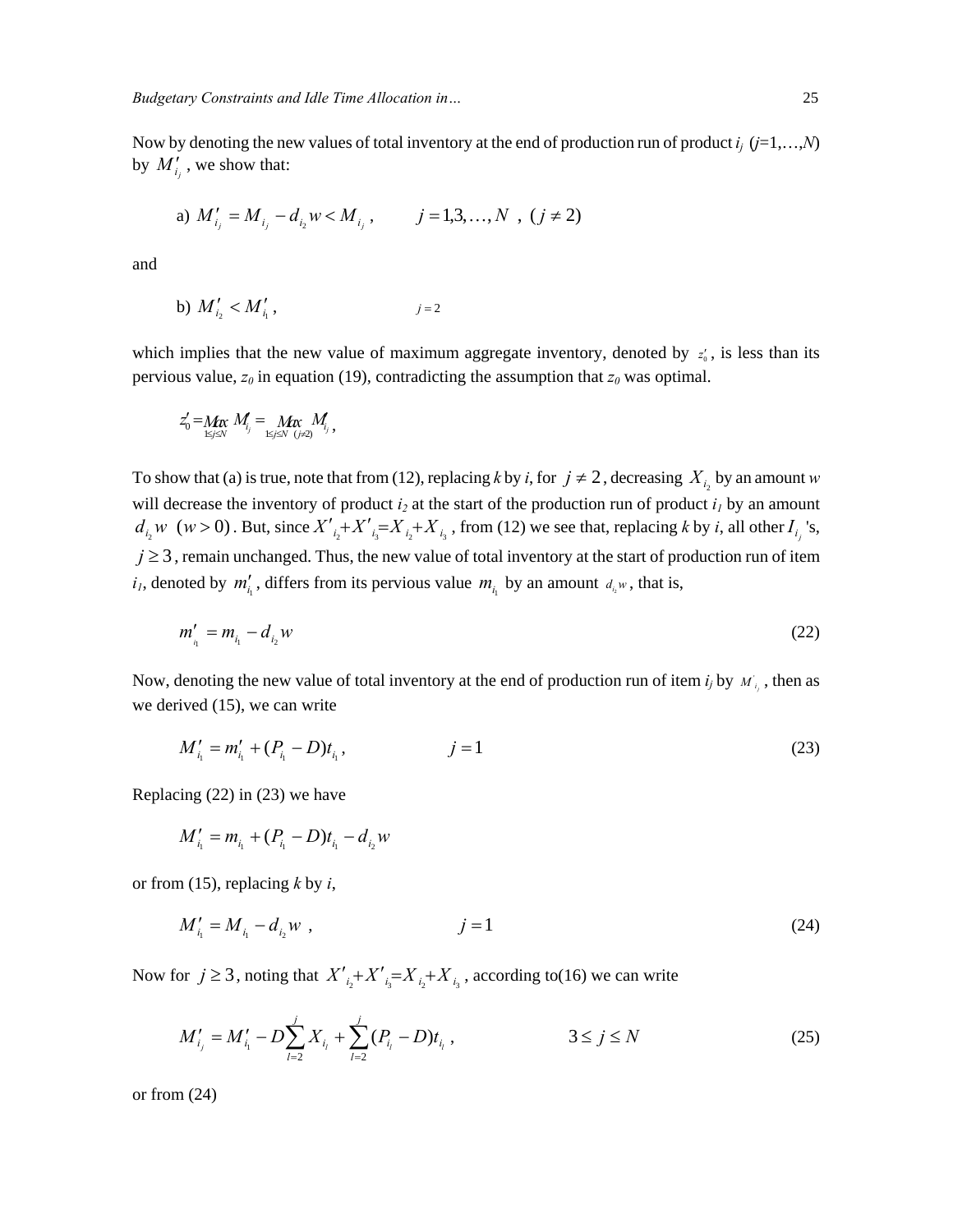Now by denoting the new values of total inventory at the end of production run of product $i_j$ ($j$=1,…,$N$) by $M'_{i_j}$, we show that:

a) $M'_{i_j} = M_{i_j} - d_{i_2} w < M_{i_j}$, $\qquad j = 1, 3, \ldots, N$ , $(j \neq 2)$

and

b) $M'_{i_2} < M'_{i_1}$, $\qquad j = 2$

which implies that the new value of maximum aggregate inventory, denoted by $z'_0$, is less than its pervious value, $z_0$ in equation (19), contradicting the assumption that $z_0$ was optimal.

$$z'_0 = \underset{1 \le j \le N}{Max} M'_{i_j} = \underset{1 \le j \le N \;\; (j \neq 2)}{Max} M'_{i_j},$$

To show that (a) is true, note that from (12), replacing $k$ by $i$, for $j \neq 2$, decreasing $X_{i_2}$ by an amount $w$ will decrease the inventory of product $i_2$ at the start of the production run of product $i_1$ by an amount $d_{i_2} w$ $(w > 0)$. But, since $X'_{i_2} + X'_{i_3} = X_{i_2} + X_{i_3}$, from (12) we see that, replacing $k$ by $i$, all other $I_{i_j}$ 's, $j \geq 3$, remain unchanged. Thus, the new value of total inventory at the start of production run of item $i_1$, denoted by $m'_{i_1}$, differs from its pervious value $m_{i_1}$ by an amount $d_{i_2} w$, that is,

$$m'_{i_1} = m_{i_1} - d_{i_2} w \tag{22}$$

Now, denoting the new value of total inventory at the end of production run of item $i_j$ by $M'_{i_j}$, then as we derived (15), we can write

$$M'_{i_1} = m'_{i_1} + (P_{i_1} - D) t_{i_1}, \qquad j = 1 \tag{23}$$

Replacing (22) in (23) we have

$$M'_{i_1} = m_{i_1} + (P_{i_1} - D) t_{i_1} - d_{i_2} w$$

or from (15), replacing $k$ by $i$,

$$M'_{i_1} = M_{i_1} - d_{i_2} w \;, \qquad j = 1 \tag{24}$$

Now for $j \geq 3$, noting that $X'_{i_2} + X'_{i_3} = X_{i_2} + X_{i_3}$, according to(16) we can write

$$M'_{i_j} = M'_{i_1} - D \sum_{l=2}^{j} X_{i_l} + \sum_{l=2}^{j} (P_{i_l} - D) t_{i_l}, \qquad 3 \le j \le N \tag{25}$$

or from (24)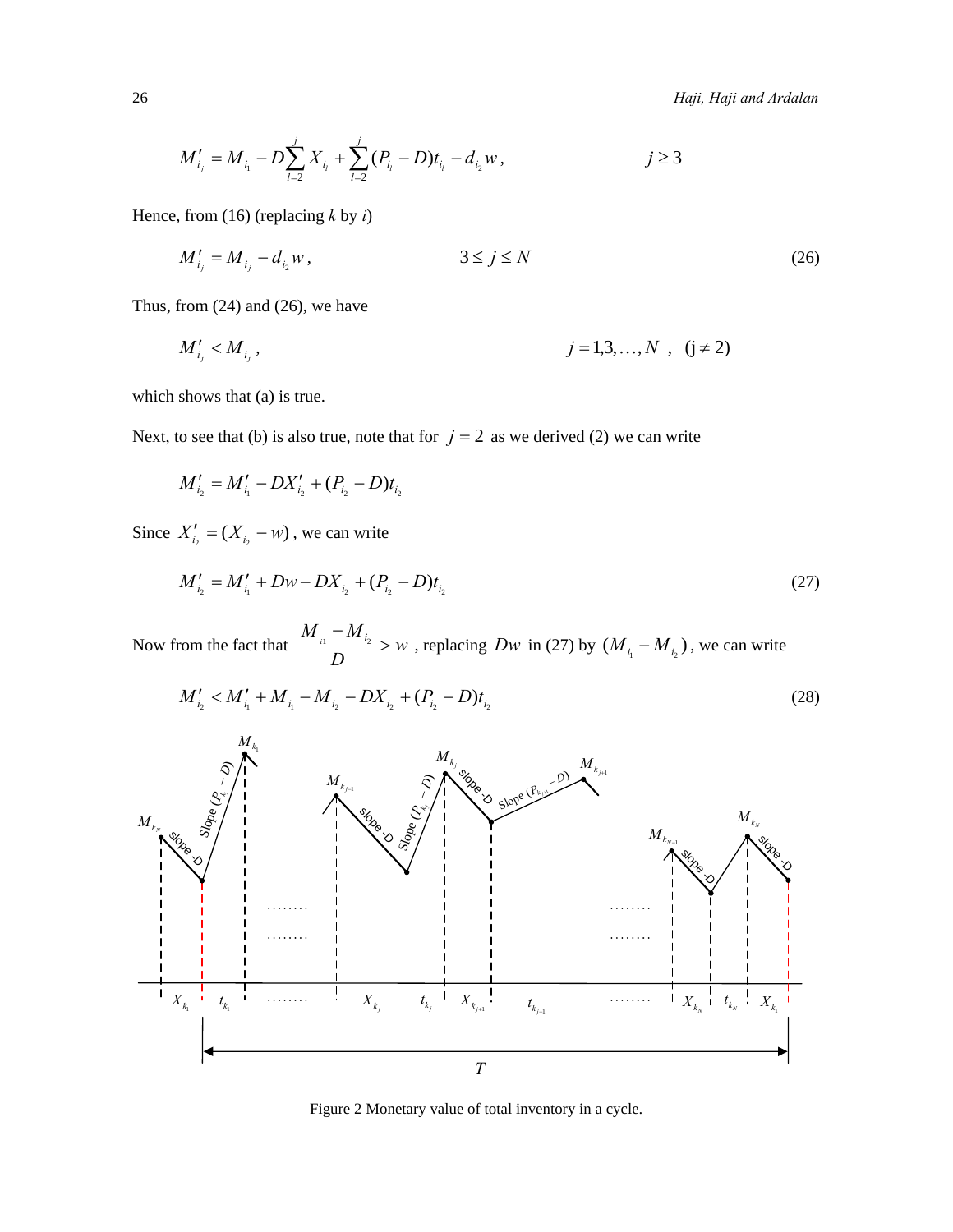$$M'_{i_j} = M_{i_1} - D\sum_{l=2}^{j} X_{i_l} + \sum_{l=2}^{j}(P_{i_l} - D)t_{i_l} - d_{i_2}w, \qquad j \geq 3$$

Hence, from (16) (replacing $k$ by $i$)

$$M'_{i_j} = M_{i_j} - d_{i_2}w, \qquad 3 \leq j \leq N \tag{26}$$

Thus, from (24) and (26), we have

$$M'_{i_j} < M_{i_j}, \qquad j = 1,3,\ldots,N \ , \ \ (j \neq 2)$$

which shows that (a) is true.

Next, to see that (b) is also true, note that for $j = 2$ as we derived (2) we can write

$$M'_{i_2} = M'_{i_1} - DX'_{i_2} + (P_{i_2} - D)t_{i_2}$$

Since $X'_{i_2} = (X_{i_2} - w)$, we can write

$$M'_{i_2} = M'_{i_1} + Dw - DX_{i_2} + (P_{i_2} - D)t_{i_2} \tag{27}$$

Now from the fact that $\dfrac{M_{i1} - M_{i_2}}{D} > w$, replacing $Dw$ in (27) by $(M_{i_1} - M_{i_2})$, we can write

$$M'_{i_2} < M'_{i_1} + M_{i_1} - M_{i_2} - DX_{i_2} + (P_{i_2} - D)t_{i_2} \tag{28}$$

Figure 2 Monetary value of total inventory in a cycle.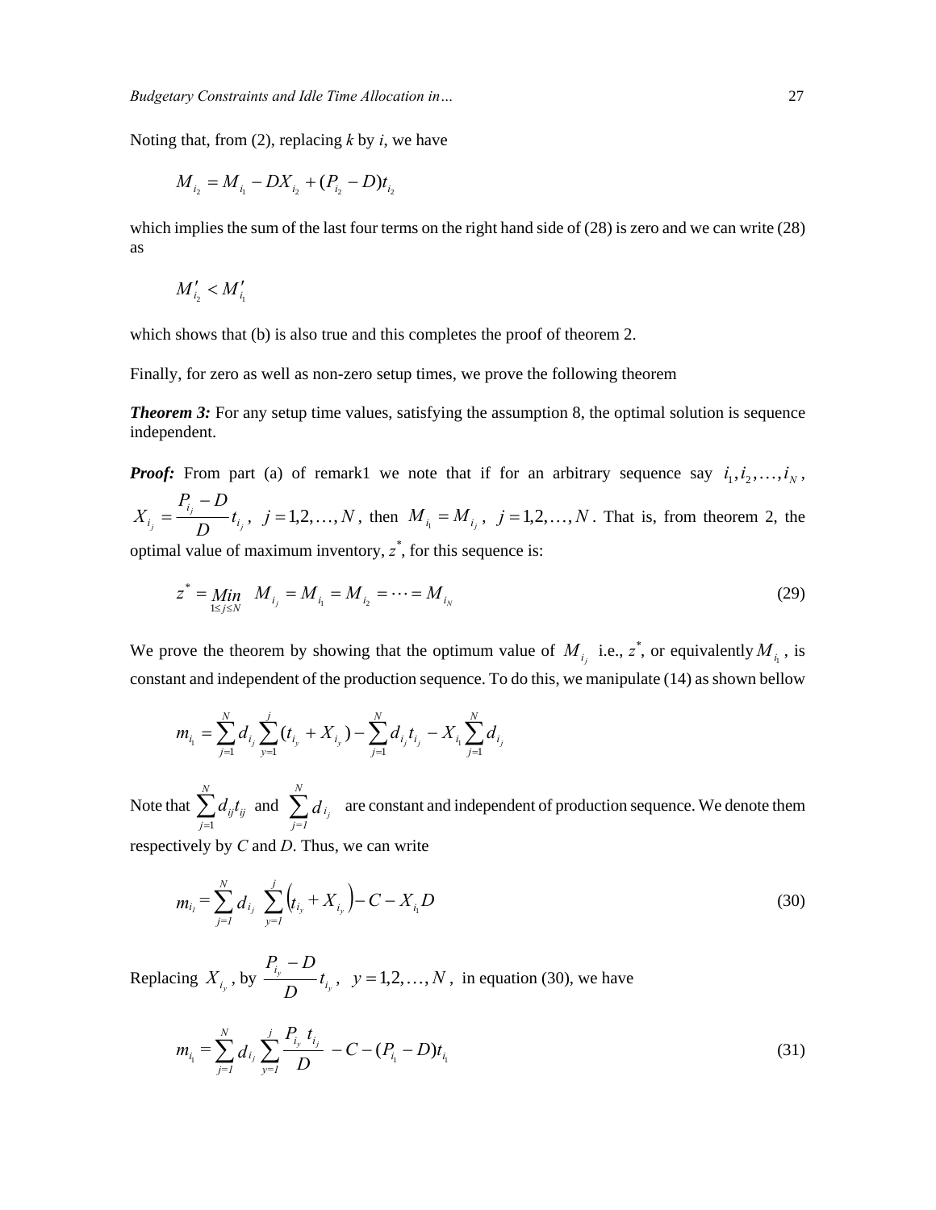Noting that, from (2), replacing *k* by *i*, we have

$$M_{i_2} = M_{i_1} - DX_{i_2} + (P_{i_2} - D)t_{i_2}$$

which implies the sum of the last four terms on the right hand side of (28) is zero and we can write (28) as

$$M'_{i_2} < M'_{i_1}$$

which shows that (b) is also true and this completes the proof of theorem 2.

Finally, for zero as well as non-zero setup times, we prove the following theorem

***Theorem 3:*** For any setup time values, satisfying the assumption 8, the optimal solution is sequence independent.

***Proof:*** From part (a) of remark1 we note that if for an arbitrary sequence say $i_1, i_2, \ldots, i_N$, $X_{i_j} = \dfrac{P_{i_j} - D}{D} t_{i_j}$, $j = 1,2,\ldots,N$, then $M_{i_1} = M_{i_j}$, $j = 1,2,\ldots,N$. That is, from theorem 2, the optimal value of maximum inventory, $z^*$, for this sequence is:

$$z^* = \underset{1 \le j \le N}{Min} \quad M_{i_j} = M_{i_1} = M_{i_2} = \cdots = M_{i_N} \tag{29}$$

We prove the theorem by showing that the optimum value of $M_{i_j}$ i.e., $z^*$, or equivalently $M_{i_1}$, is constant and independent of the production sequence. To do this, we manipulate (14) as shown bellow

$$m_{i_1} = \sum_{j=1}^{N} d_{i_j} \sum_{y=1}^{j} (t_{i_y} + X_{i_y}) - \sum_{j=1}^{N} d_{i_j} t_{i_j} - X_{i_1} \sum_{j=1}^{N} d_{i_j}$$

Note that $\sum_{j=1}^{N} d_{ij} t_{ij}$ and $\sum_{j=1}^{N} d_{i_j}$ are constant and independent of production sequence. We denote them respectively by *C* and *D*. Thus, we can write

$$m_{i_1} = \sum_{j=1}^{N} d_{i_j} \sum_{y=1}^{j} \left(t_{i_y} + X_{i_y}\right) - C - X_{i_1} D \tag{30}$$

Replacing $X_{i_y}$, by $\dfrac{P_{i_y} - D}{D} t_{i_y}$, $y = 1,2,\ldots,N$, in equation (30), we have

$$m_{i_1} = \sum_{j=1}^{N} d_{i_j} \sum_{y=1}^{j} \frac{P_{i_y} t_{i_j}}{D} - C - (P_{i_1} - D)t_{i_1} \tag{31}$$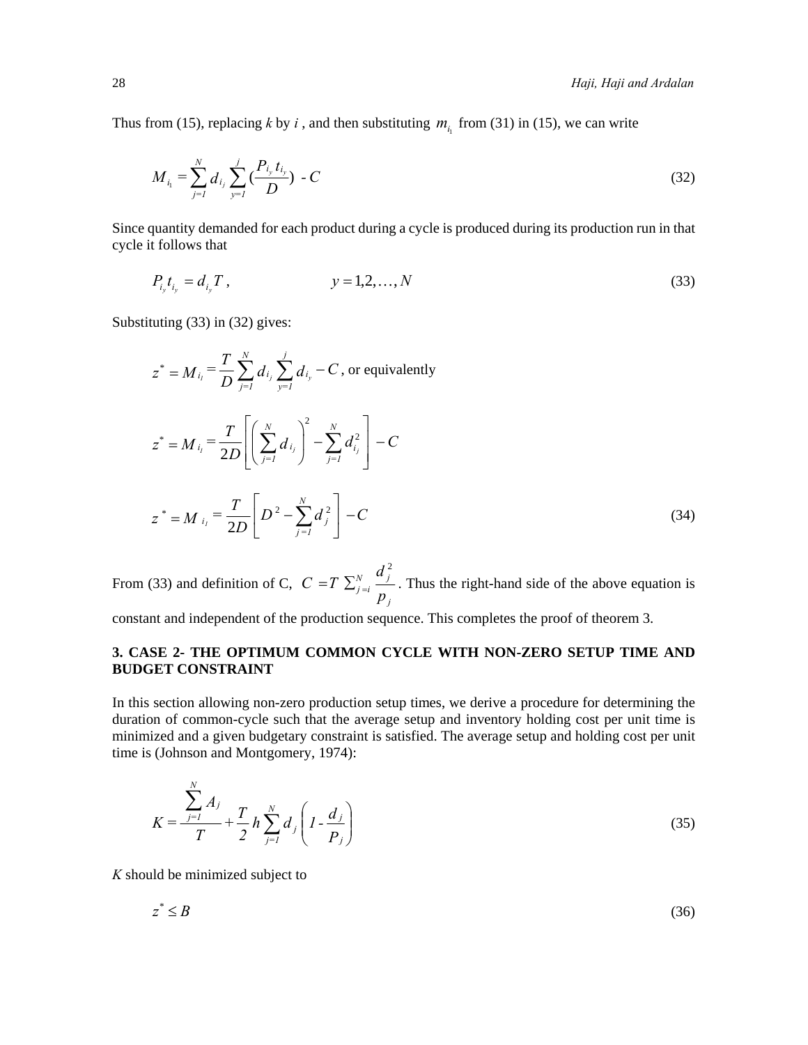Thus from (15), replacing *k* by *i* , and then substituting $m_{i_1}$ from (31) in (15), we can write

$$M_{i_1} = \sum_{j=1}^{N} d_{i_j} \sum_{y=1}^{j} (\frac{P_{i_y} t_{i_y}}{D}) - C \tag{32}$$

Since quantity demanded for each product during a cycle is produced during its production run in that cycle it follows that

$$P_{i_y} t_{i_y} = d_{i_y} T , \qquad y = 1,2,\ldots, N \tag{33}$$

Substituting (33) in (32) gives:

$$z^* = M_{i_1} = \frac{T}{D} \sum_{j=1}^{N} d_{i_j} \sum_{y=1}^{j} d_{i_y} - C \text{, or equivalently}$$

$$z^* = M_{i_1} = \frac{T}{2D} \left[ \left( \sum_{j=1}^{N} d_{i_j} \right)^2 - \sum_{j=1}^{N} d_{i_j}^2 \right] - C$$

$$z^* = M_{i_1} = \frac{T}{2D} \left[ D^2 - \sum_{j=1}^{N} d_j^2 \right] - C \tag{34}$$

From (33) and definition of C, $C = T \sum_{j=i}^{N} \frac{d_j^2}{p_j}$ . Thus the right-hand side of the above equation is constant and independent of the production sequence. This completes the proof of theorem 3.

## 3. CASE 2- THE OPTIMUM COMMON CYCLE WITH NON-ZERO SETUP TIME AND BUDGET CONSTRAINT

In this section allowing non-zero production setup times, we derive a procedure for determining the duration of common-cycle such that the average setup and inventory holding cost per unit time is minimized and a given budgetary constraint is satisfied. The average setup and holding cost per unit time is (Johnson and Montgomery, 1974):

$$K = \frac{\sum_{j=1}^{N} A_j}{T} + \frac{T}{2} h \sum_{j=1}^{N} d_j \left( 1 - \frac{d_j}{P_j} \right) \tag{35}$$

*K* should be minimized subject to

$$z^* \leq B \tag{36}$$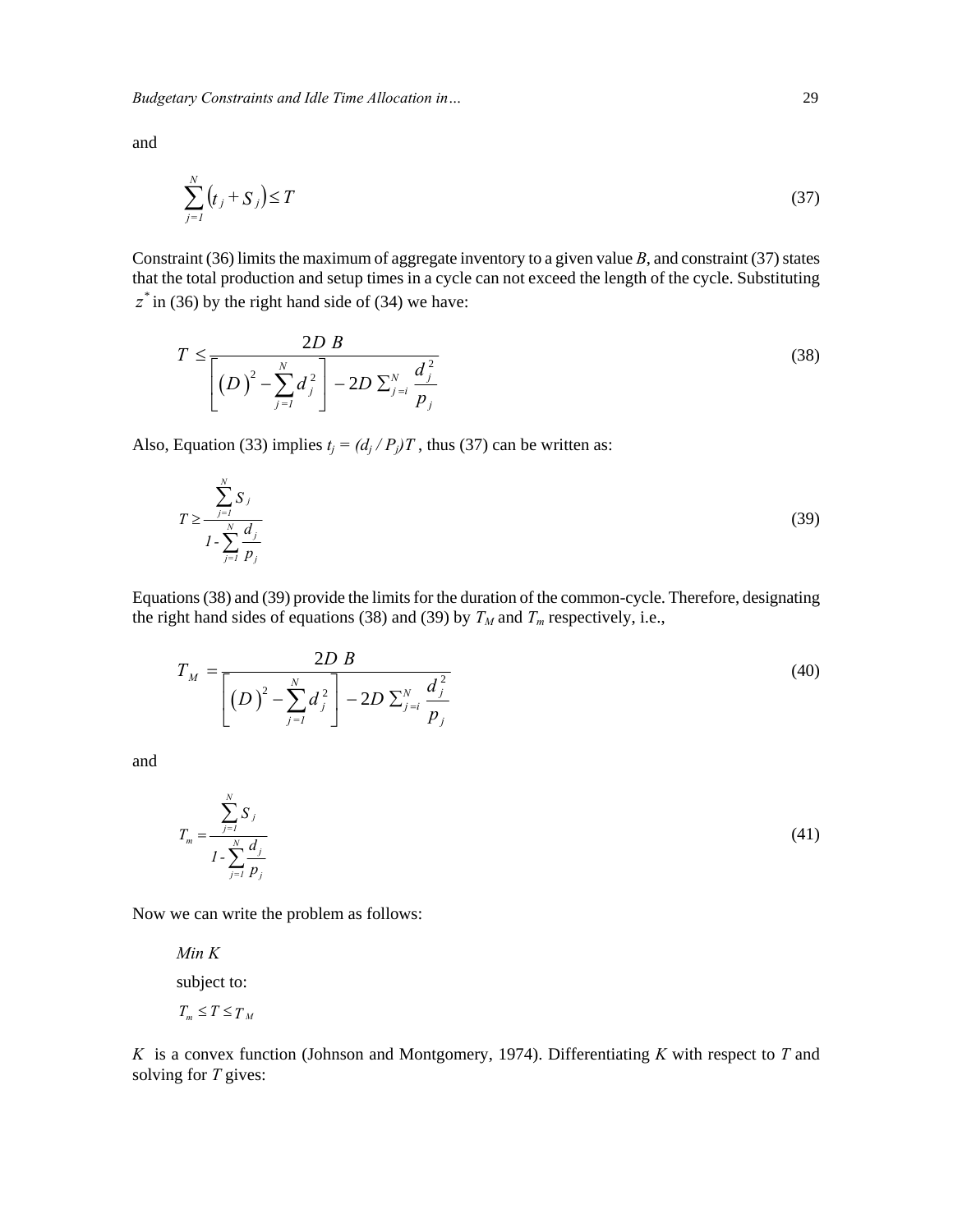and

$$\sum_{j=1}^{N}\left(t_j + S_j\right) \le T \tag{37}$$

Constraint (36) limits the maximum of aggregate inventory to a given value *B*, and constraint (37) states that the total production and setup times in a cycle can not exceed the length of the cycle. Substituting $z^*$ in (36) by the right hand side of (34) we have:

$$T \le \frac{2D\ B}{\left[\left(D\right)^2 - \sum_{j=1}^{N} d_j^{\,2}\right] - 2D\sum_{j=i}^{N}\dfrac{d_j^{\,2}}{p_j}} \tag{38}$$

Also, Equation (33) implies $t_j = (d_j / P_j)T$ , thus (37) can be written as:

$$T \ge \frac{\sum_{j=1}^{N} S_j}{1 - \sum_{j=1}^{N}\dfrac{d_j}{p_j}} \tag{39}$$

Equations (38) and (39) provide the limits for the duration of the common-cycle. Therefore, designating the right hand sides of equations (38) and (39) by $T_M$ and $T_m$ respectively, i.e.,

$$T_M = \frac{2D\ B}{\left[\left(D\right)^2 - \sum_{j=1}^{N} d_j^{\,2}\right] - 2D\sum_{j=i}^{N}\dfrac{d_j^{\,2}}{p_j}} \tag{40}$$

and

$$T_m = \frac{\sum_{j=1}^{N} S_j}{1 - \sum_{j=1}^{N}\dfrac{d_j}{p_j}} \tag{41}$$

Now we can write the problem as follows:

*Min K*

subject to:

$$T_m \le T \le T_M$$

$K$ is a convex function (Johnson and Montgomery, 1974). Differentiating $K$ with respect to $T$ and solving for $T$ gives: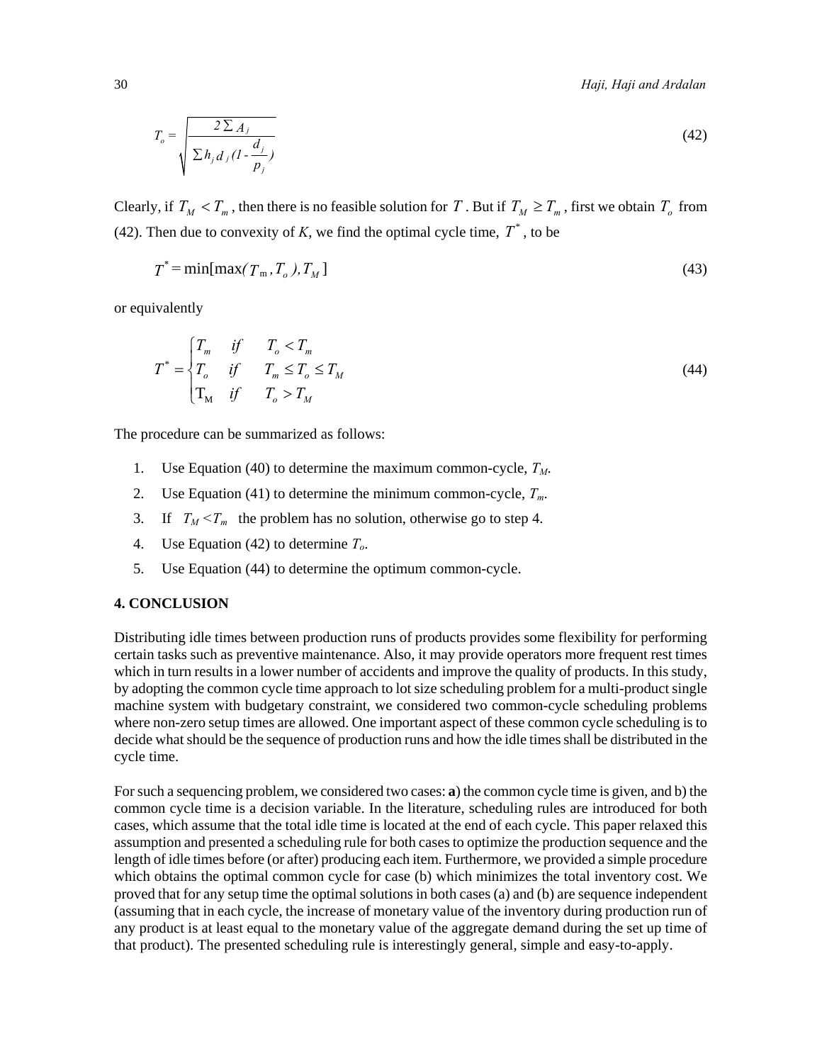$$T_o = \sqrt{\frac{2 \sum A_j}{\sum h_j d_j (1 - \frac{d_j}{p_j})}} \tag{42}$$

Clearly, if $T_M < T_m$, then there is no feasible solution for $T$. But if $T_M \geq T_m$, first we obtain $T_o$ from (42). Then due to convexity of *K*, we find the optimal cycle time, $T^*$, to be

$$T^* = \min[\max(T_m, T_o), T_M] \tag{43}$$

or equivalently

$$T^* = \begin{cases} T_m & if \quad T_o < T_m \\ T_o & if \quad T_m \leq T_o \leq T_M \\ \mathrm{T_M} & if \quad T_o > T_M \end{cases} \tag{44}$$

The procedure can be summarized as follows:

1. Use Equation (40) to determine the maximum common-cycle, $T_M$.
2. Use Equation (41) to determine the minimum common-cycle, $T_m$.
3. If $T_M < T_m$ the problem has no solution, otherwise go to step 4.
4. Use Equation (42) to determine $T_o$.
5. Use Equation (44) to determine the optimum common-cycle.

## 4. CONCLUSION

Distributing idle times between production runs of products provides some flexibility for performing certain tasks such as preventive maintenance. Also, it may provide operators more frequent rest times which in turn results in a lower number of accidents and improve the quality of products. In this study, by adopting the common cycle time approach to lot size scheduling problem for a multi-product single machine system with budgetary constraint, we considered two common-cycle scheduling problems where non-zero setup times are allowed. One important aspect of these common cycle scheduling is to decide what should be the sequence of production runs and how the idle times shall be distributed in the cycle time.

For such a sequencing problem, we considered two cases: **a**) the common cycle time is given, and b) the common cycle time is a decision variable. In the literature, scheduling rules are introduced for both cases, which assume that the total idle time is located at the end of each cycle. This paper relaxed this assumption and presented a scheduling rule for both cases to optimize the production sequence and the length of idle times before (or after) producing each item. Furthermore, we provided a simple procedure which obtains the optimal common cycle for case (b) which minimizes the total inventory cost. We proved that for any setup time the optimal solutions in both cases (a) and (b) are sequence independent (assuming that in each cycle, the increase of monetary value of the inventory during production run of any product is at least equal to the monetary value of the aggregate demand during the set up time of that product). The presented scheduling rule is interestingly general, simple and easy-to-apply.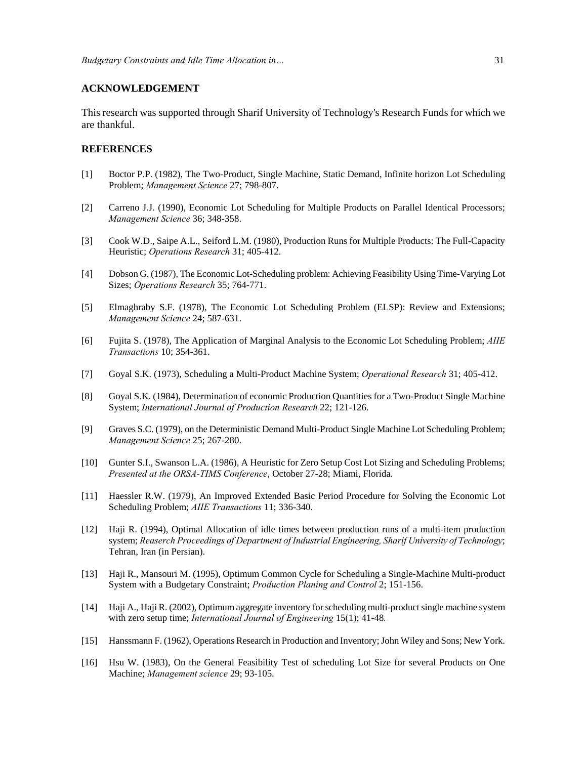## ACKNOWLEDGEMENT

This research was supported through Sharif University of Technology's Research Funds for which we are thankful.

## REFERENCES

[1] Boctor P.P. (1982), The Two-Product, Single Machine, Static Demand, Infinite horizon Lot Scheduling Problem; *Management Science* 27; 798-807.

[2] Carreno J.J. (1990), Economic Lot Scheduling for Multiple Products on Parallel Identical Processors; *Management Science* 36; 348-358.

[3] Cook W.D., Saipe A.L., Seiford L.M. (1980), Production Runs for Multiple Products: The Full-Capacity Heuristic; *Operations Research* 31; 405-412.

[4] Dobson G. (1987), The Economic Lot-Scheduling problem: Achieving Feasibility Using Time-Varying Lot Sizes; *Operations Research* 35; 764-771.

[5] Elmaghraby S.F. (1978), The Economic Lot Scheduling Problem (ELSP): Review and Extensions; *Management Science* 24; 587-631.

[6] Fujita S. (1978), The Application of Marginal Analysis to the Economic Lot Scheduling Problem; *AIIE Transactions* 10; 354-361.

[7] Goyal S.K. (1973), Scheduling a Multi-Product Machine System; *Operational Research* 31; 405-412.

[8] Goyal S.K. (1984), Determination of economic Production Quantities for a Two-Product Single Machine System; *International Journal of Production Research* 22; 121-126.

[9] Graves S.C. (1979), on the Deterministic Demand Multi-Product Single Machine Lot Scheduling Problem; *Management Science* 25; 267-280.

[10] Gunter S.I., Swanson L.A. (1986), A Heuristic for Zero Setup Cost Lot Sizing and Scheduling Problems; *Presented at the ORSA-TIMS Conference*, October 27-28; Miami, Florida.

[11] Haessler R.W. (1979), An Improved Extended Basic Period Procedure for Solving the Economic Lot Scheduling Problem; *AIIE Transactions* 11; 336-340.

[12] Haji R. (1994), Optimal Allocation of idle times between production runs of a multi-item production system; *Reaserch Proceedings of Department of Industrial Engineering, Sharif University of Technology*; Tehran, Iran (in Persian).

[13] Haji R., Mansouri M. (1995), Optimum Common Cycle for Scheduling a Single-Machine Multi-product System with a Budgetary Constraint; *Production Planing and Control* 2; 151-156.

[14] Haji A., Haji R. (2002), Optimum aggregate inventory for scheduling multi-product single machine system with zero setup time; *International Journal of Engineering* 15(1); 41-48.

[15] Hanssmann F. (1962), Operations Research in Production and Inventory; John Wiley and Sons; New York.

[16] Hsu W. (1983), On the General Feasibility Test of scheduling Lot Size for several Products on One Machine; *Management science* 29; 93-105.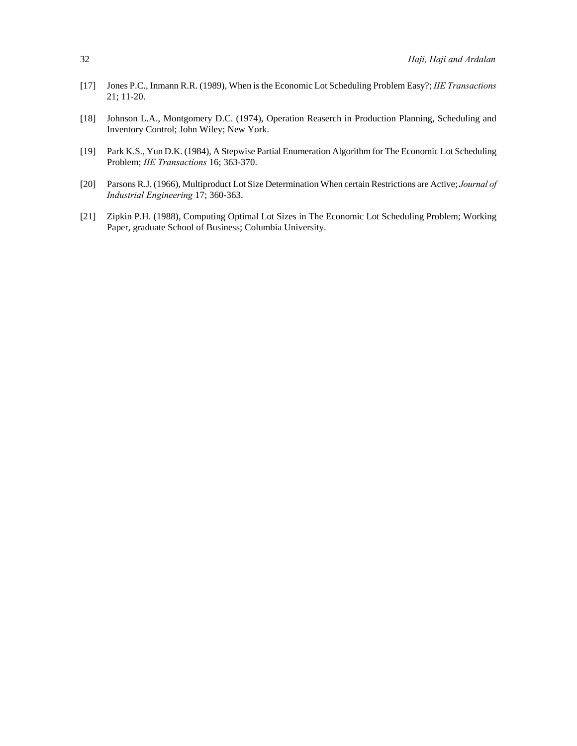[17] Jones P.C., Inmann R.R. (1989), When is the Economic Lot Scheduling Problem Easy?; *IIE Transactions* 21; 11-20.

[18] Johnson L.A., Montgomery D.C. (1974), Operation Reaserch in Production Planning, Scheduling and Inventory Control; John Wiley; New York.

[19] Park K.S., Yun D.K. (1984), A Stepwise Partial Enumeration Algorithm for The Economic Lot Scheduling Problem; *IIE Transactions* 16; 363-370.

[20] Parsons R.J. (1966), Multiproduct Lot Size Determination When certain Restrictions are Active; *Journal of Industrial Engineering* 17; 360-363.

[21] Zipkin P.H. (1988), Computing Optimal Lot Sizes in The Economic Lot Scheduling Problem; Working Paper, graduate School of Business; Columbia University.